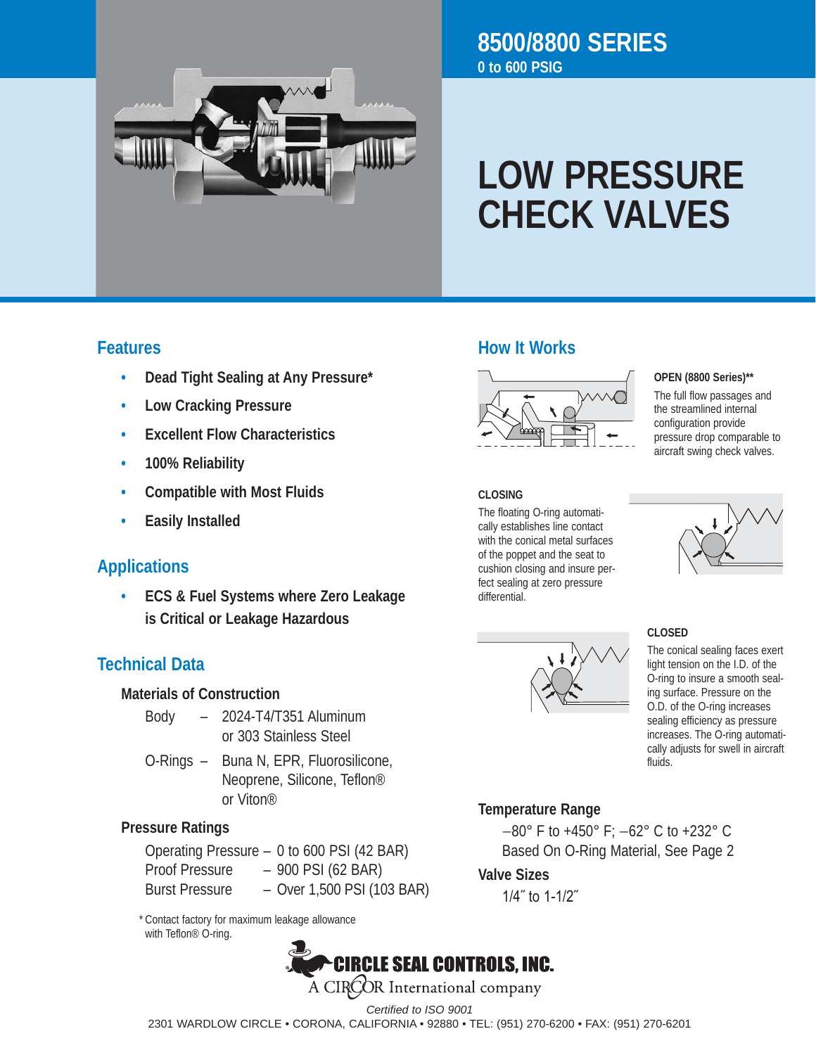# 8500/8800 SERIES

**0 to 600 PSIG**

# LOW PRESSURE CHECK VALVES

## Features

- **Dead Tight Sealing at Any Pressure***
- **Low Cracking Pressure**
- **Excellent Flow Characteristics**
- **100% Reliability**
- **Compatible with Most Fluids**
- **Easily Installed**

## Applications

- **ECS & Fuel Systems where Zero Leakage is Critical or Leakage Hazardous**

## Technical Data

### Materials of Construction

Body – 2024-T4/T351 Aluminum or 303 Stainless Steel

O-Rings – Buna N, EPR, Fluorosilicone, Neoprene, Silicone, Teflon® or Viton®

### Pressure Ratings

Operating Pressure – 0 to 600 PSI (42 BAR)
Proof Pressure – 900 PSI (62 BAR)
Burst Pressure – Over 1,500 PSI (103 BAR)

* Contact factory for maximum leakage allowance with Teflon® O-ring.

## How It Works

**OPEN (8800 Series)****

The full flow passages and the streamlined internal configuration provide pressure drop comparable to aircraft swing check valves.

**CLOSING**

The floating O-ring automatically establishes line contact with the conical metal surfaces of the poppet and the seat to cushion closing and insure perfect sealing at zero pressure differential.

**CLOSED**

The conical sealing faces exert light tension on the I.D. of the O-ring to insure a smooth sealing surface. Pressure on the O.D. of the O-ring increases sealing efficiency as pressure increases. The O-ring automatically adjusts for swell in aircraft fluids.

### Temperature Range

–80° F to +450° F; –62° C to +232° C
Based On O-Ring Material, See Page 2

### Valve Sizes

1/4″ to 1-1/2″

**CIRCLE SEAL CONTROLS, INC.**
A CIRCOR International company

*Certified to ISO 9001*

2301 WARDLOW CIRCLE • CORONA, CALIFORNIA • 92880 • TEL: (951) 270-6200 • FAX: (951) 270-6201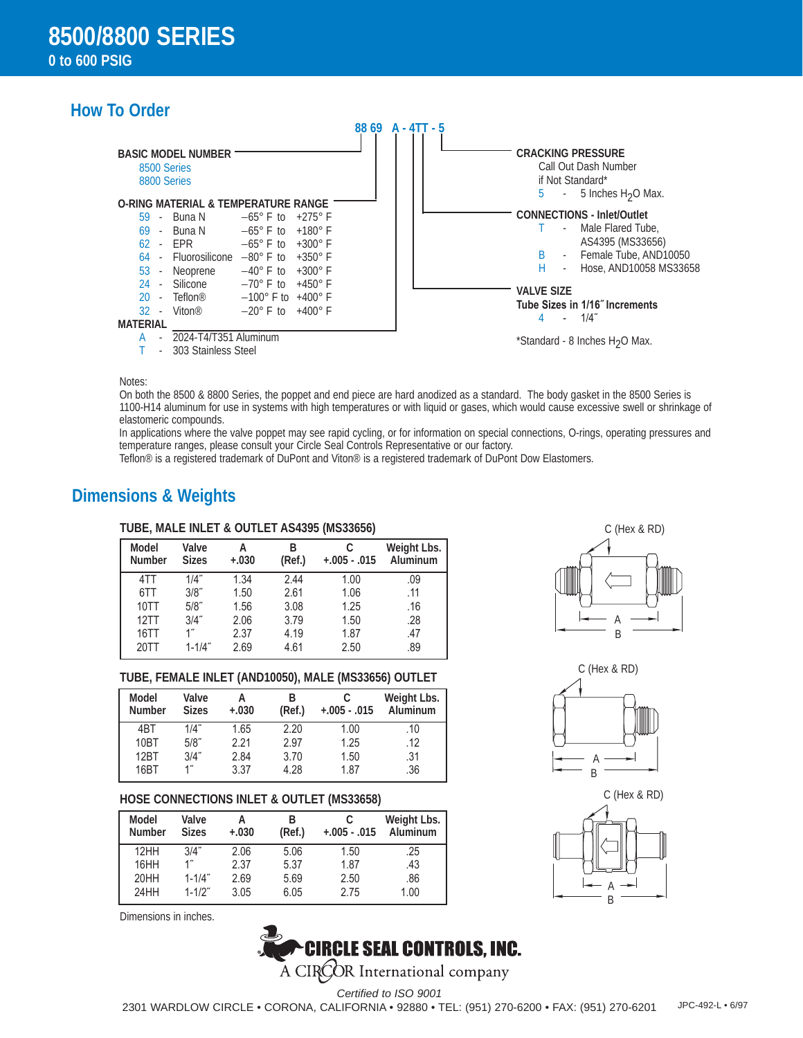# 8500/8800 SERIES

0 to 600 PSIG

## How To Order

88 69 A - 4TT - 5

**BASIC MODEL NUMBER**
- 8500 Series
- 8800 Series

**O-RING MATERIAL & TEMPERATURE RANGE**

| | | | |
|---|---|---|---|
| 59 | - | Buna N | –65° F to +275° F |
| 69 | - | Buna N | –65° F to +180° F |
| 62 | - | EPR | –65° F to +300° F |
| 64 | - | Fluorosilicone | –80° F to +350° F |
| 53 | - | Neoprene | –40° F to +300° F |
| 24 | - | Silicone | –70° F to +450° F |
| 20 | - | Teflon® | –100° F to +400° F |
| 32 | - | Viton® | –20° F to +400° F |

**MATERIAL**
- A - 2024-T4/T351 Aluminum
- T - 303 Stainless Steel

**CRACKING PRESSURE**
Call Out Dash Number if Not Standard*
- 5 - 5 Inches $H_2O$ Max.

**CONNECTIONS - Inlet/Outlet**
- T - Male Flared Tube, AS4395 (MS33656)
- B - Female Tube, AND10050
- H - Hose, AND10058 MS33658

**VALVE SIZE**
**Tube Sizes in 1/16˝ Increments**
- 4 - 1/4˝

*Standard - 8 Inches $H_2O$ Max.

Notes:
On both the 8500 & 8800 Series, the poppet and end piece are hard anodized as a standard. The body gasket in the 8500 Series is 1100-H14 aluminum for use in systems with high temperatures or with liquid or gases, which would cause excessive swell or shrinkage of elastomeric compounds.
In applications where the valve poppet may see rapid cycling, or for information on special connections, O-rings, operating pressures and temperature ranges, please consult your Circle Seal Controls Representative or our factory.
Teflon® is a registered trademark of DuPont and Viton® is a registered trademark of DuPont Dow Elastomers.

## Dimensions & Weights

### TUBE, MALE INLET & OUTLET AS4395 (MS33656)

| Model Number | Valve Sizes | A +.030 | B (Ref.) | C +.005 - .015 | Weight Lbs. Aluminum |
|---|---|---|---|---|---|
| 4TT | 1/4˝ | 1.34 | 2.44 | 1.00 | .09 |
| 6TT | 3/8˝ | 1.50 | 2.61 | 1.06 | .11 |
| 10TT | 5/8˝ | 1.56 | 3.08 | 1.25 | .16 |
| 12TT | 3/4˝ | 2.06 | 3.79 | 1.50 | .28 |
| 16TT | 1˝ | 2.37 | 4.19 | 1.87 | .47 |
| 20TT | 1-1/4˝ | 2.69 | 4.61 | 2.50 | .89 |

C (Hex & RD)
A
B

### TUBE, FEMALE INLET (AND10050), MALE (MS33656) OUTLET

| Model Number | Valve Sizes | A +.030 | B (Ref.) | C +.005 - .015 | Weight Lbs. Aluminum |
|---|---|---|---|---|---|
| 4BT | 1/4˝ | 1.65 | 2.20 | 1.00 | .10 |
| 10BT | 5/8˝ | 2.21 | 2.97 | 1.25 | .12 |
| 12BT | 3/4˝ | 2.84 | 3.70 | 1.50 | .31 |
| 16BT | 1˝ | 3.37 | 4.28 | 1.87 | .36 |

C (Hex & RD)
A
B

### HOSE CONNECTIONS INLET & OUTLET (MS33658)

| Model Number | Valve Sizes | A +.030 | B (Ref.) | C +.005 - .015 | Weight Lbs. Aluminum |
|---|---|---|---|---|---|
| 12HH | 3/4˝ | 2.06 | 5.06 | 1.50 | .25 |
| 16HH | 1˝ | 2.37 | 5.37 | 1.87 | .43 |
| 20HH | 1-1/4˝ | 2.69 | 5.69 | 2.50 | .86 |
| 24HH | 1-1/2˝ | 3.05 | 6.05 | 2.75 | 1.00 |

C (Hex & RD)
A
B

Dimensions in inches.

**CIRCLE SEAL CONTROLS, INC.**
A CIRCOR International company

*Certified to ISO 9001*

2301 WARDLOW CIRCLE • CORONA, CALIFORNIA • 92880 • TEL: (951) 270-6200 • FAX: (951) 270-6201

JPC-492-L • 6/97